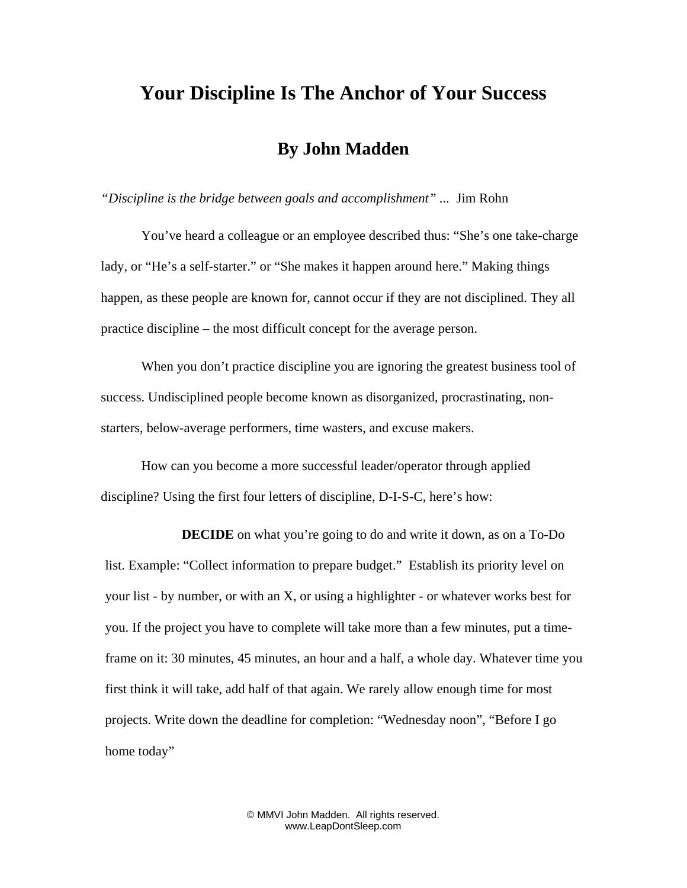# Your Discipline Is The Anchor of Your Success

## By John Madden

*"Discipline is the bridge between goals and accomplishment"* ... Jim Rohn

You've heard a colleague or an employee described thus: "She's one take-charge lady, or "He's a self-starter." or "She makes it happen around here." Making things happen, as these people are known for, cannot occur if they are not disciplined. They all practice discipline – the most difficult concept for the average person.

When you don't practice discipline you are ignoring the greatest business tool of success. Undisciplined people become known as disorganized, procrastinating, non-starters, below-average performers, time wasters, and excuse makers.

How can you become a more successful leader/operator through applied discipline? Using the first four letters of discipline, D-I-S-C, here's how:

**DECIDE** on what you're going to do and write it down, as on a To-Do list. Example: "Collect information to prepare budget." Establish its priority level on your list - by number, or with an X, or using a highlighter - or whatever works best for you. If the project you have to complete will take more than a few minutes, put a time-frame on it: 30 minutes, 45 minutes, an hour and a half, a whole day. Whatever time you first think it will take, add half of that again. We rarely allow enough time for most projects. Write down the deadline for completion: "Wednesday noon", "Before I go home today"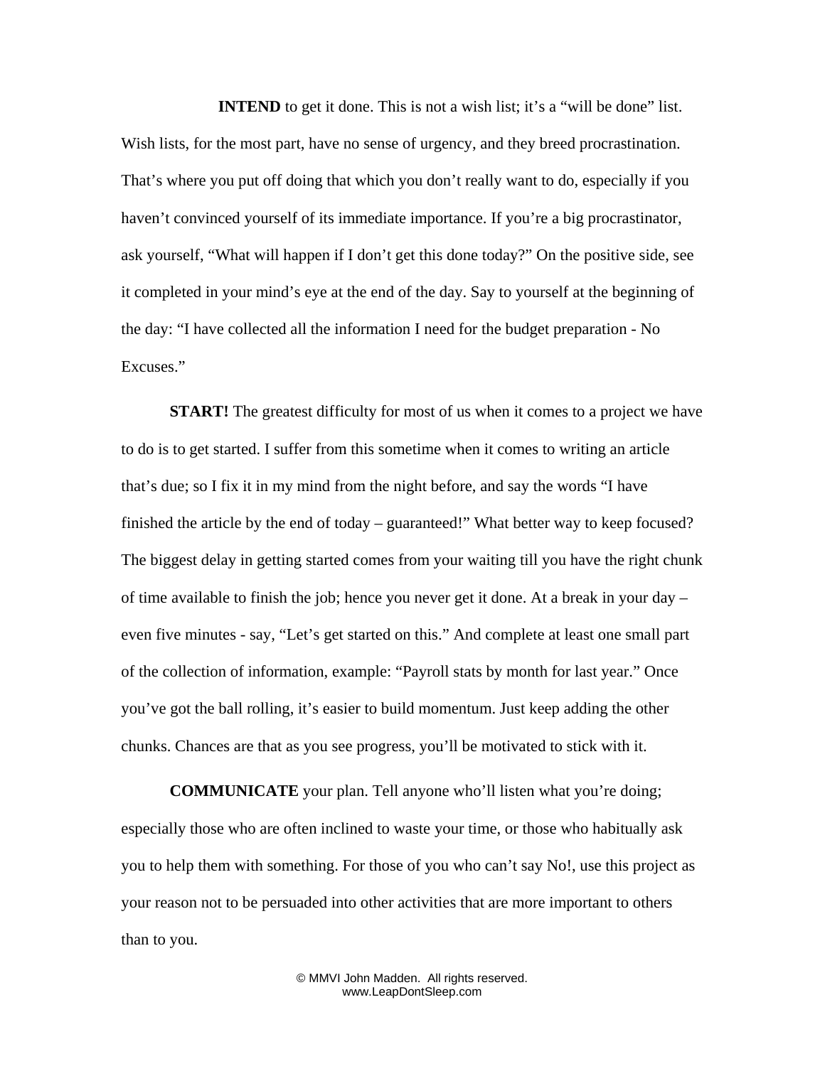**INTEND** to get it done. This is not a wish list; it's a "will be done" list. Wish lists, for the most part, have no sense of urgency, and they breed procrastination. That's where you put off doing that which you don't really want to do, especially if you haven't convinced yourself of its immediate importance. If you're a big procrastinator, ask yourself, "What will happen if I don't get this done today?" On the positive side, see it completed in your mind's eye at the end of the day. Say to yourself at the beginning of the day: "I have collected all the information I need for the budget preparation - No Excuses."

**START!** The greatest difficulty for most of us when it comes to a project we have to do is to get started. I suffer from this sometime when it comes to writing an article that's due; so I fix it in my mind from the night before, and say the words "I have finished the article by the end of today – guaranteed!" What better way to keep focused? The biggest delay in getting started comes from your waiting till you have the right chunk of time available to finish the job; hence you never get it done. At a break in your day – even five minutes - say, "Let's get started on this." And complete at least one small part of the collection of information, example: "Payroll stats by month for last year." Once you've got the ball rolling, it's easier to build momentum. Just keep adding the other chunks. Chances are that as you see progress, you'll be motivated to stick with it.

**COMMUNICATE** your plan. Tell anyone who'll listen what you're doing; especially those who are often inclined to waste your time, or those who habitually ask you to help them with something. For those of you who can't say No!, use this project as your reason not to be persuaded into other activities that are more important to others than to you.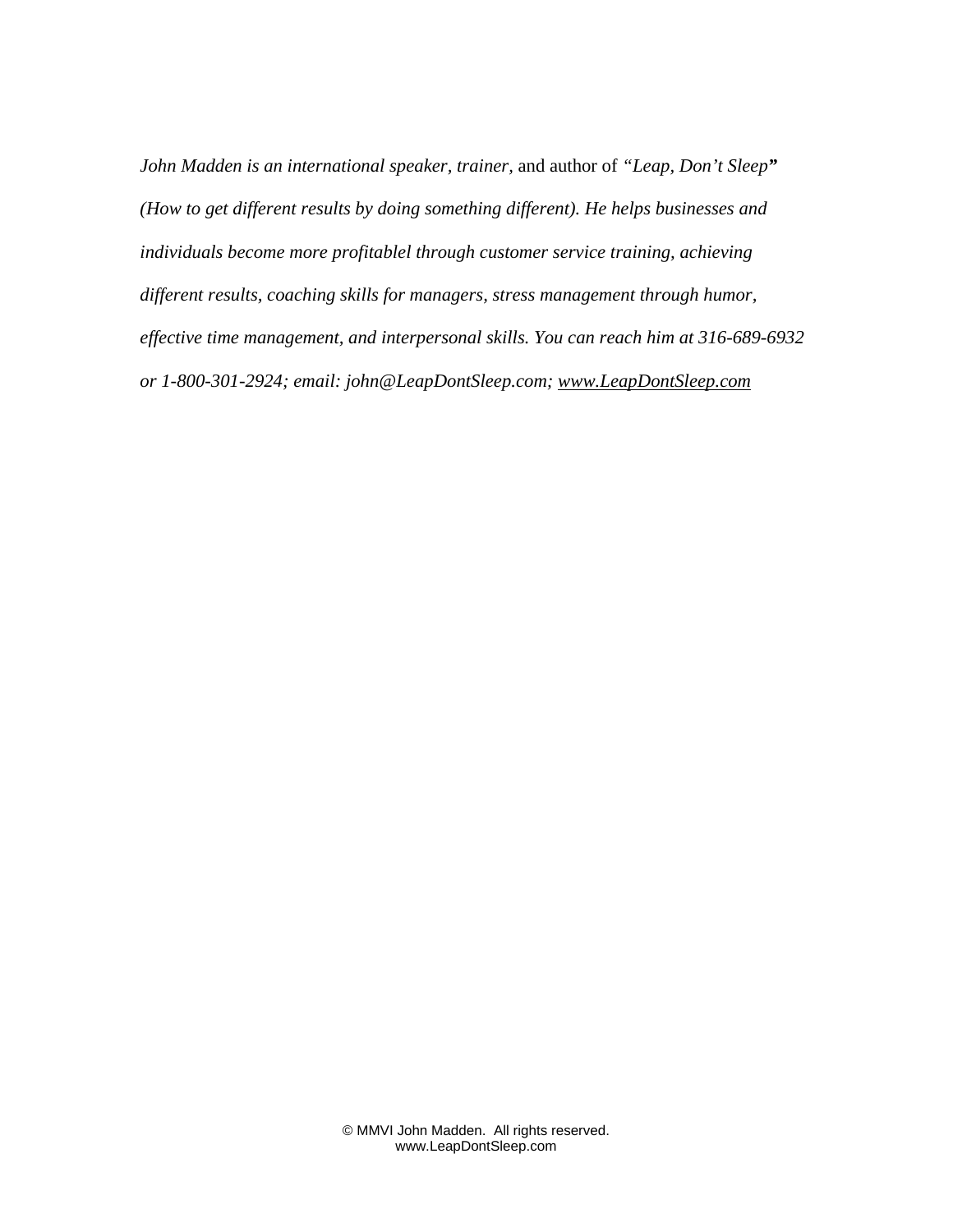*John Madden is an international speaker, trainer,* and author of *"Leap, Don't Sleep"* *(How to get different results by doing something different). He helps businesses and individuals become more profitablel through customer service training, achieving different results, coaching skills for managers, stress management through humor, effective time management, and interpersonal skills. You can reach him at 316-689-6932 or 1-800-301-2924; email: john@LeapDontSleep.com; www.LeapDontSleep.com*

© MMVI John Madden. All rights reserved.
www.LeapDontSleep.com